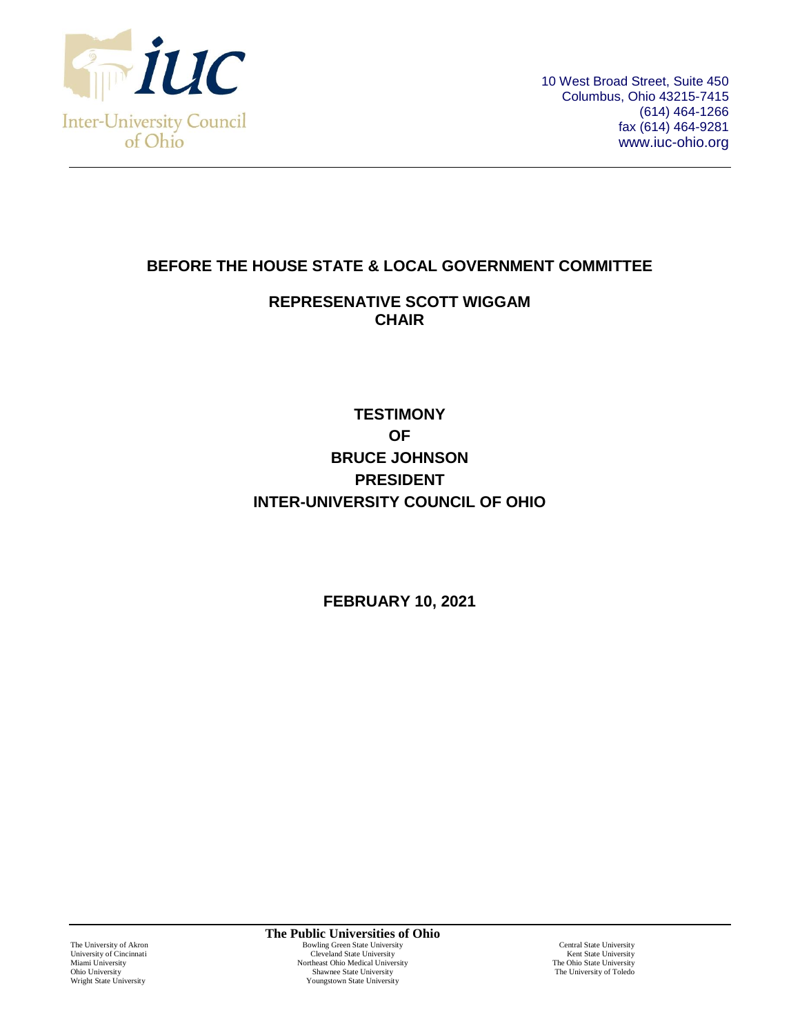**Inter-University Council of Ohio**

10 West Broad Street, Suite 450
Columbus, Ohio 43215-7415
(614) 464-1266
fax (614) 464-9281
www.iuc-ohio.org

## BEFORE THE HOUSE STATE & LOCAL GOVERNMENT COMMITTEE

### REPRESENATIVE SCOTT WIGGAM
### CHAIR

## TESTIMONY
## OF
## BRUCE JOHNSON
## PRESIDENT
## INTER-UNIVERSITY COUNCIL OF OHIO

**FEBRUARY 10, 2021**

**The Public Universities of Ohio**

The University of Akron
University of Cincinnati
Miami University
Ohio University
Wright State University

Bowling Green State University
Cleveland State University
Northeast Ohio Medical University
Shawnee State University
Youngstown State University

Central State University
Kent State University
The Ohio State University
The University of Toledo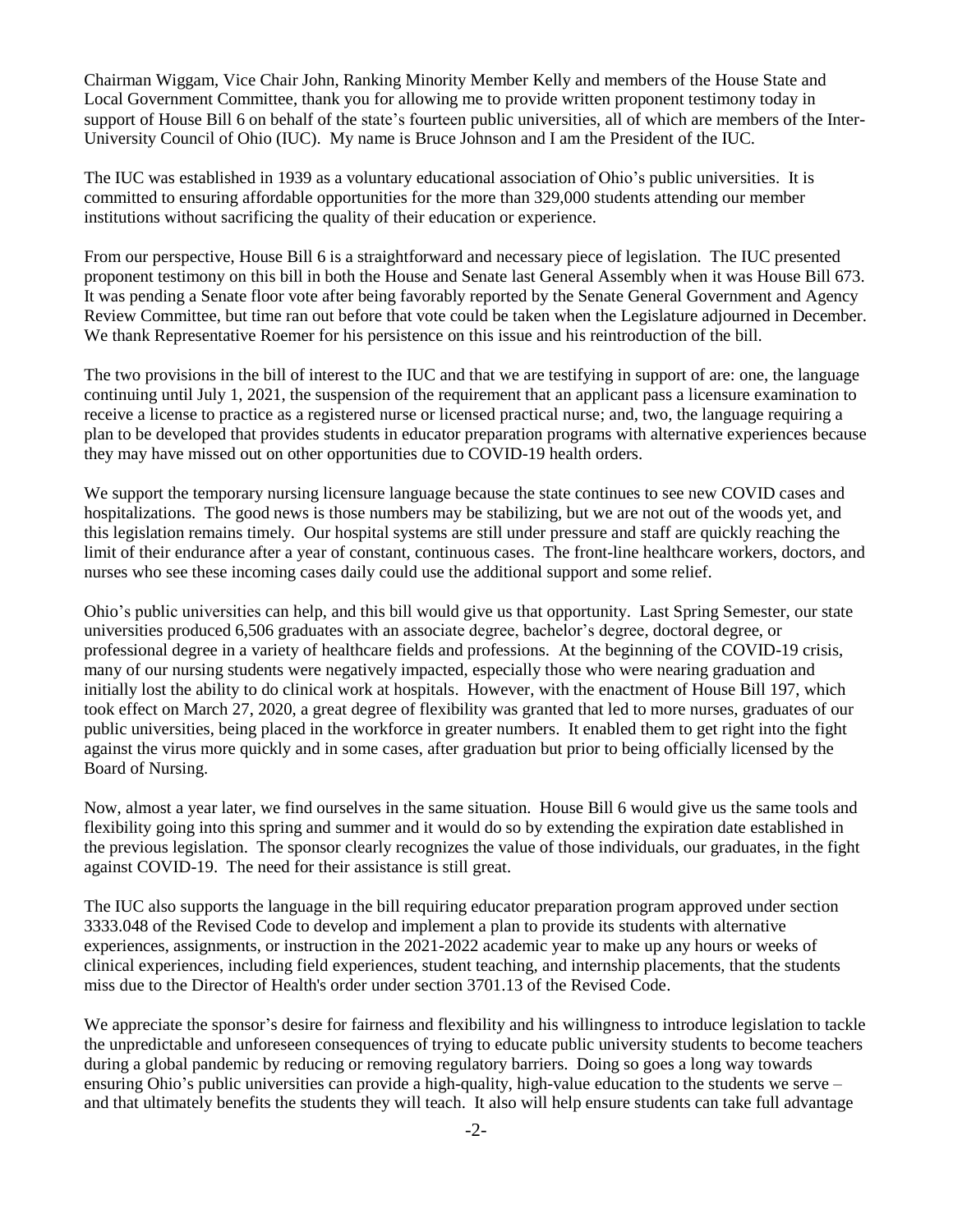Chairman Wiggam, Vice Chair John, Ranking Minority Member Kelly and members of the House State and Local Government Committee, thank you for allowing me to provide written proponent testimony today in support of House Bill 6 on behalf of the state's fourteen public universities, all of which are members of the Inter-University Council of Ohio (IUC). My name is Bruce Johnson and I am the President of the IUC.

The IUC was established in 1939 as a voluntary educational association of Ohio's public universities. It is committed to ensuring affordable opportunities for the more than 329,000 students attending our member institutions without sacrificing the quality of their education or experience.

From our perspective, House Bill 6 is a straightforward and necessary piece of legislation. The IUC presented proponent testimony on this bill in both the House and Senate last General Assembly when it was House Bill 673. It was pending a Senate floor vote after being favorably reported by the Senate General Government and Agency Review Committee, but time ran out before that vote could be taken when the Legislature adjourned in December. We thank Representative Roemer for his persistence on this issue and his reintroduction of the bill.

The two provisions in the bill of interest to the IUC and that we are testifying in support of are: one, the language continuing until July 1, 2021, the suspension of the requirement that an applicant pass a licensure examination to receive a license to practice as a registered nurse or licensed practical nurse; and, two, the language requiring a plan to be developed that provides students in educator preparation programs with alternative experiences because they may have missed out on other opportunities due to COVID-19 health orders.

We support the temporary nursing licensure language because the state continues to see new COVID cases and hospitalizations. The good news is those numbers may be stabilizing, but we are not out of the woods yet, and this legislation remains timely. Our hospital systems are still under pressure and staff are quickly reaching the limit of their endurance after a year of constant, continuous cases. The front-line healthcare workers, doctors, and nurses who see these incoming cases daily could use the additional support and some relief.

Ohio's public universities can help, and this bill would give us that opportunity. Last Spring Semester, our state universities produced 6,506 graduates with an associate degree, bachelor's degree, doctoral degree, or professional degree in a variety of healthcare fields and professions. At the beginning of the COVID-19 crisis, many of our nursing students were negatively impacted, especially those who were nearing graduation and initially lost the ability to do clinical work at hospitals. However, with the enactment of House Bill 197, which took effect on March 27, 2020, a great degree of flexibility was granted that led to more nurses, graduates of our public universities, being placed in the workforce in greater numbers. It enabled them to get right into the fight against the virus more quickly and in some cases, after graduation but prior to being officially licensed by the Board of Nursing.

Now, almost a year later, we find ourselves in the same situation. House Bill 6 would give us the same tools and flexibility going into this spring and summer and it would do so by extending the expiration date established in the previous legislation. The sponsor clearly recognizes the value of those individuals, our graduates, in the fight against COVID-19. The need for their assistance is still great.

The IUC also supports the language in the bill requiring educator preparation program approved under section 3333.048 of the Revised Code to develop and implement a plan to provide its students with alternative experiences, assignments, or instruction in the 2021-2022 academic year to make up any hours or weeks of clinical experiences, including field experiences, student teaching, and internship placements, that the students miss due to the Director of Health's order under section 3701.13 of the Revised Code.

We appreciate the sponsor's desire for fairness and flexibility and his willingness to introduce legislation to tackle the unpredictable and unforeseen consequences of trying to educate public university students to become teachers during a global pandemic by reducing or removing regulatory barriers. Doing so goes a long way towards ensuring Ohio's public universities can provide a high-quality, high-value education to the students we serve – and that ultimately benefits the students they will teach. It also will help ensure students can take full advantage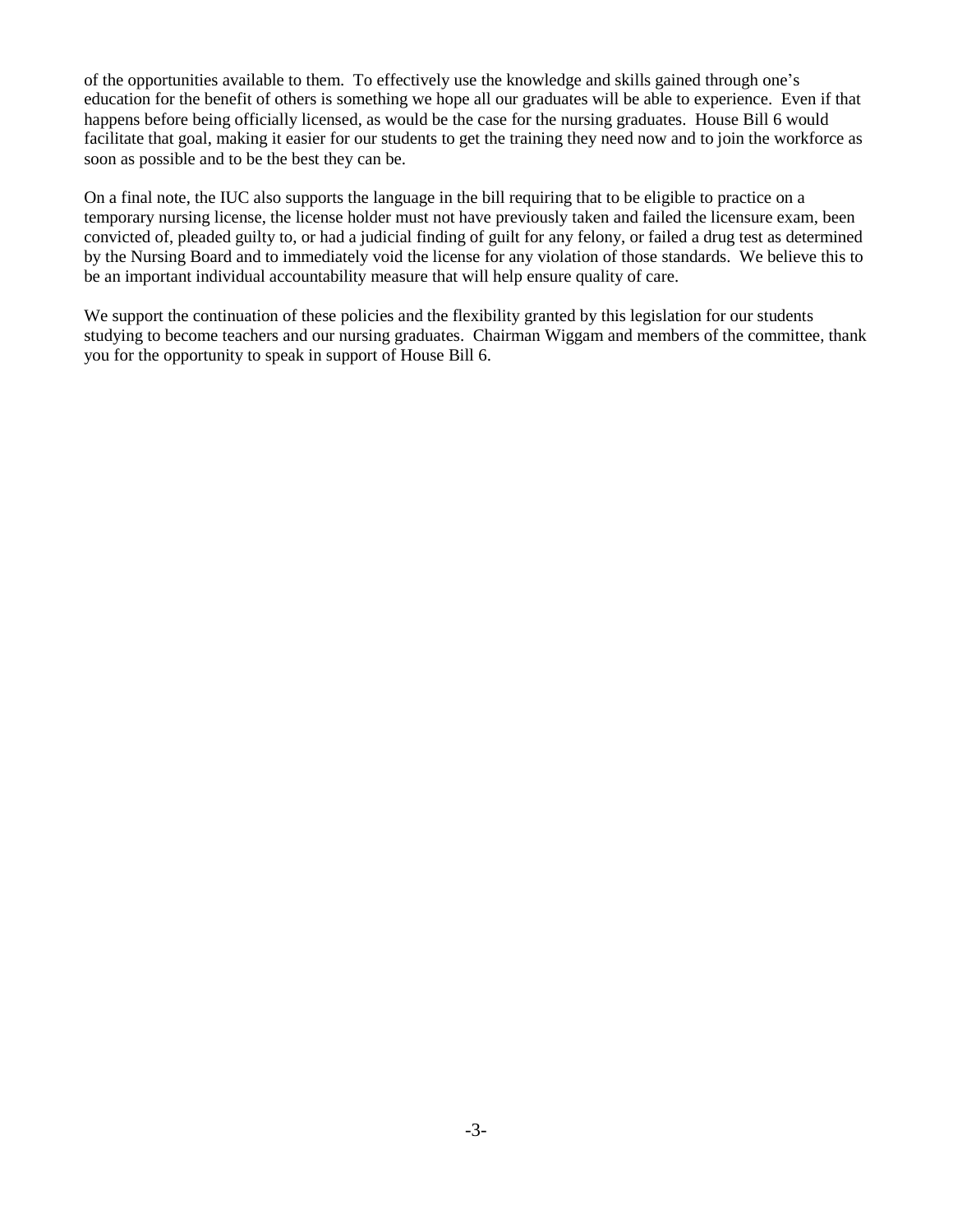of the opportunities available to them. To effectively use the knowledge and skills gained through one's education for the benefit of others is something we hope all our graduates will be able to experience. Even if that happens before being officially licensed, as would be the case for the nursing graduates. House Bill 6 would facilitate that goal, making it easier for our students to get the training they need now and to join the workforce as soon as possible and to be the best they can be.

On a final note, the IUC also supports the language in the bill requiring that to be eligible to practice on a temporary nursing license, the license holder must not have previously taken and failed the licensure exam, been convicted of, pleaded guilty to, or had a judicial finding of guilt for any felony, or failed a drug test as determined by the Nursing Board and to immediately void the license for any violation of those standards. We believe this to be an important individual accountability measure that will help ensure quality of care.

We support the continuation of these policies and the flexibility granted by this legislation for our students studying to become teachers and our nursing graduates. Chairman Wiggam and members of the committee, thank you for the opportunity to speak in support of House Bill 6.